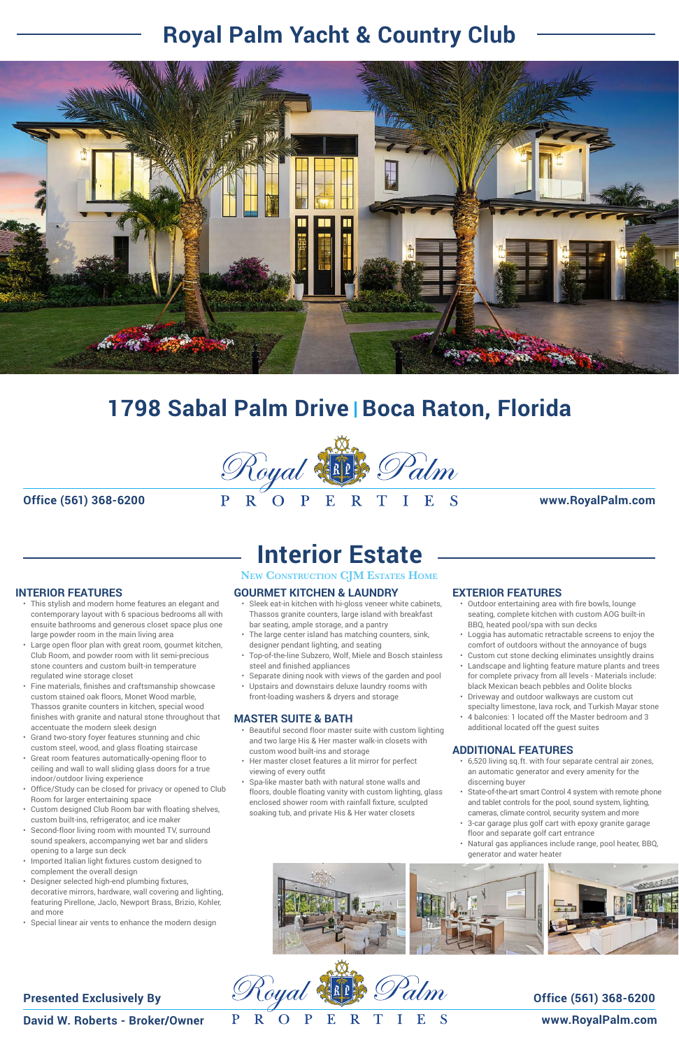# Royal Palm Yacht & Country Club

## 1798 Sabal Palm Drive | Boca Raton, Florida

Royal Palm PROPERTIES

**Office (561) 368-6200** **www.RoyalPalm.com**

## Interior Estate

New Construction CJM Estates Home

### INTERIOR FEATURES

- This stylish and modern home features an elegant and contemporary layout with 6 spacious bedrooms all with ensuite bathrooms and generous closet space plus one large powder room in the main living area
- Large open floor plan with great room, gourmet kitchen, Club Room, and powder room with lit semi-precious stone counters and custom built-in temperature regulated wine storage closet
- Fine materials, finishes and craftsmanship showcase custom stained oak floors, Monet Wood marble, Thassos granite counters in kitchen, special wood finishes with granite and natural stone throughout that accentuate the modern sleek design
- Grand two-story foyer features stunning and chic custom steel, wood, and glass floating staircase
- Great room features automatically-opening floor to ceiling and wall to wall sliding glass doors for a true indoor/outdoor living experience
- Office/Study can be closed for privacy or opened to Club Room for larger entertaining space
- Custom designed Club Room bar with floating shelves, custom built-ins, refrigerator, and ice maker
- Second-floor living room with mounted TV, surround sound speakers, accompanying wet bar and sliders opening to a large sun deck
- Imported Italian light fixtures custom designed to complement the overall design
- Designer selected high-end plumbing fixtures, decorative mirrors, hardware, wall covering and lighting, featuring Pirellone, Jaclo, Newport Brass, Brizio, Kohler, and more
- Special linear air vents to enhance the modern design

### GOURMET KITCHEN & LAUNDRY

- Sleek eat-in kitchen with hi-gloss veneer white cabinets, Thassos granite counters, large island with breakfast bar seating, ample storage, and a pantry
- The large center island has matching counters, sink, designer pendant lighting, and seating
- Top-of-the-line Subzero, Wolf, Miele and Bosch stainless steel and finished appliances
- Separate dining nook with views of the garden and pool
- Upstairs and downstairs deluxe laundry rooms with front-loading washers & dryers and storage

### MASTER SUITE & BATH

- Beautiful second floor master suite with custom lighting and two large His & Her master walk-in closets with custom wood built-ins and storage
- Her master closet features a lit mirror for perfect viewing of every outfit
- Spa-like master bath with natural stone walls and floors, double floating vanity with custom lighting, glass enclosed shower room with rainfall fixture, sculpted soaking tub, and private His & Her water closets

### EXTERIOR FEATURES

- Outdoor entertaining area with fire bowls, lounge seating, complete kitchen with custom AOG built-in BBQ, heated pool/spa with sun decks
- Loggia has automatic retractable screens to enjoy the comfort of outdoors without the annoyance of bugs
- Custom cut stone decking eliminates unsightly drains
- Landscape and lighting feature mature plants and trees for complete privacy from all levels - Materials include: black Mexican beach pebbles and Oolite blocks
- Driveway and outdoor walkways are custom cut specialty limestone, lava rock, and Turkish Mayar stone
- 4 balconies: 1 located off the Master bedroom and 3 additional located off the guest suites

### ADDITIONAL FEATURES

- 6,520 living sq.ft. with four separate central air zones, an automatic generator and every amenity for the discerning buyer
- State-of-the-art smart Control 4 system with remote phone and tablet controls for the pool, sound system, lighting, cameras, climate control, security system and more
- 3-car garage plus golf cart with epoxy granite garage floor and separate golf cart entrance
- Natural gas appliances include range, pool heater, BBQ, generator and water heater

**Presented Exclusively By**
**David W. Roberts - Broker/Owner**

Royal Palm PROPERTIES

**Office (561) 368-6200**
**www.RoyalPalm.com**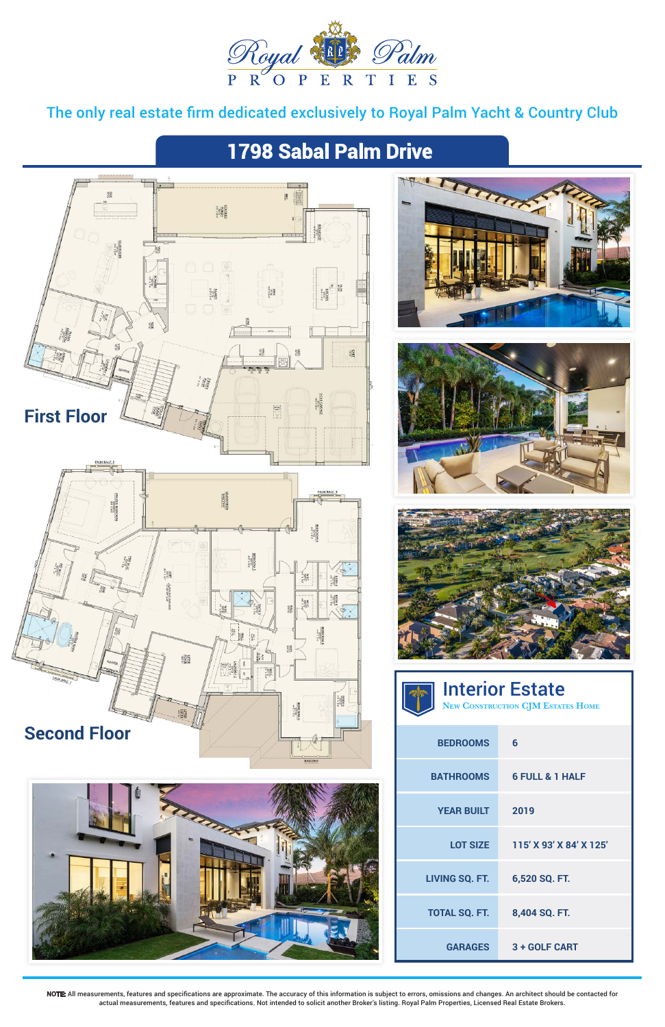# Royal Palm PROPERTIES

The only real estate firm dedicated exclusively to Royal Palm Yacht & Country Club

## 1798 Sabal Palm Drive

First Floor

Second Floor

### Interior Estate

New Construction CJM Estates Home

| | |
|---|---|
| BEDROOMS | 6 |
| BATHROOMS | 6 FULL & 1 HALF |
| YEAR BUILT | 2019 |
| LOT SIZE | 115' X 93' X 84' X 125' |
| LIVING SQ. FT. | 6,520 SQ. FT. |
| TOTAL SQ. FT. | 8,404 SQ. FT. |
| GARAGES | 3 + GOLF CART |

**NOTE:** All measurements, features and specifications are approximate. The accuracy of this information is subject to errors, omissions and changes. An architect should be contacted for actual measurements, features and specifications. Not intended to solicit another Broker's listing. Royal Palm Properties, Licensed Real Estate Brokers.